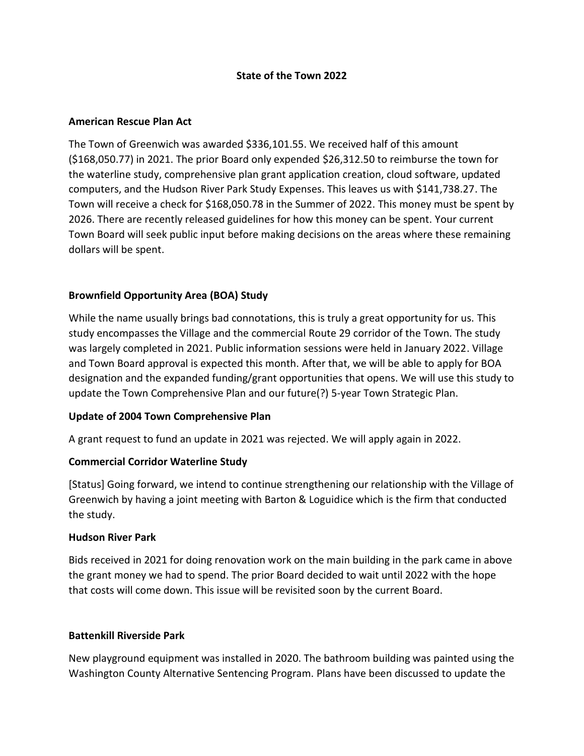# State of the Town 2022

## American Rescue Plan Act

The Town of Greenwich was awarded $336,101.55. We received half of this amount ($168,050.77) in 2021. The prior Board only expended $26,312.50 to reimburse the town for the waterline study, comprehensive plan grant application creation, cloud software, updated computers, and the Hudson River Park Study Expenses. This leaves us with $141,738.27. The Town will receive a check for $168,050.78 in the Summer of 2022. This money must be spent by 2026. There are recently released guidelines for how this money can be spent. Your current Town Board will seek public input before making decisions on the areas where these remaining dollars will be spent.

## Brownfield Opportunity Area (BOA) Study

While the name usually brings bad connotations, this is truly a great opportunity for us. This study encompasses the Village and the commercial Route 29 corridor of the Town. The study was largely completed in 2021. Public information sessions were held in January 2022. Village and Town Board approval is expected this month. After that, we will be able to apply for BOA designation and the expanded funding/grant opportunities that opens. We will use this study to update the Town Comprehensive Plan and our future(?) 5-year Town Strategic Plan.

## Update of 2004 Town Comprehensive Plan

A grant request to fund an update in 2021 was rejected. We will apply again in 2022.

## Commercial Corridor Waterline Study

[Status] Going forward, we intend to continue strengthening our relationship with the Village of Greenwich by having a joint meeting with Barton & Loguidice which is the firm that conducted the study.

## Hudson River Park

Bids received in 2021 for doing renovation work on the main building in the park came in above the grant money we had to spend. The prior Board decided to wait until 2022 with the hope that costs will come down. This issue will be revisited soon by the current Board.

## Battenkill Riverside Park

New playground equipment was installed in 2020. The bathroom building was painted using the Washington County Alternative Sentencing Program. Plans have been discussed to update the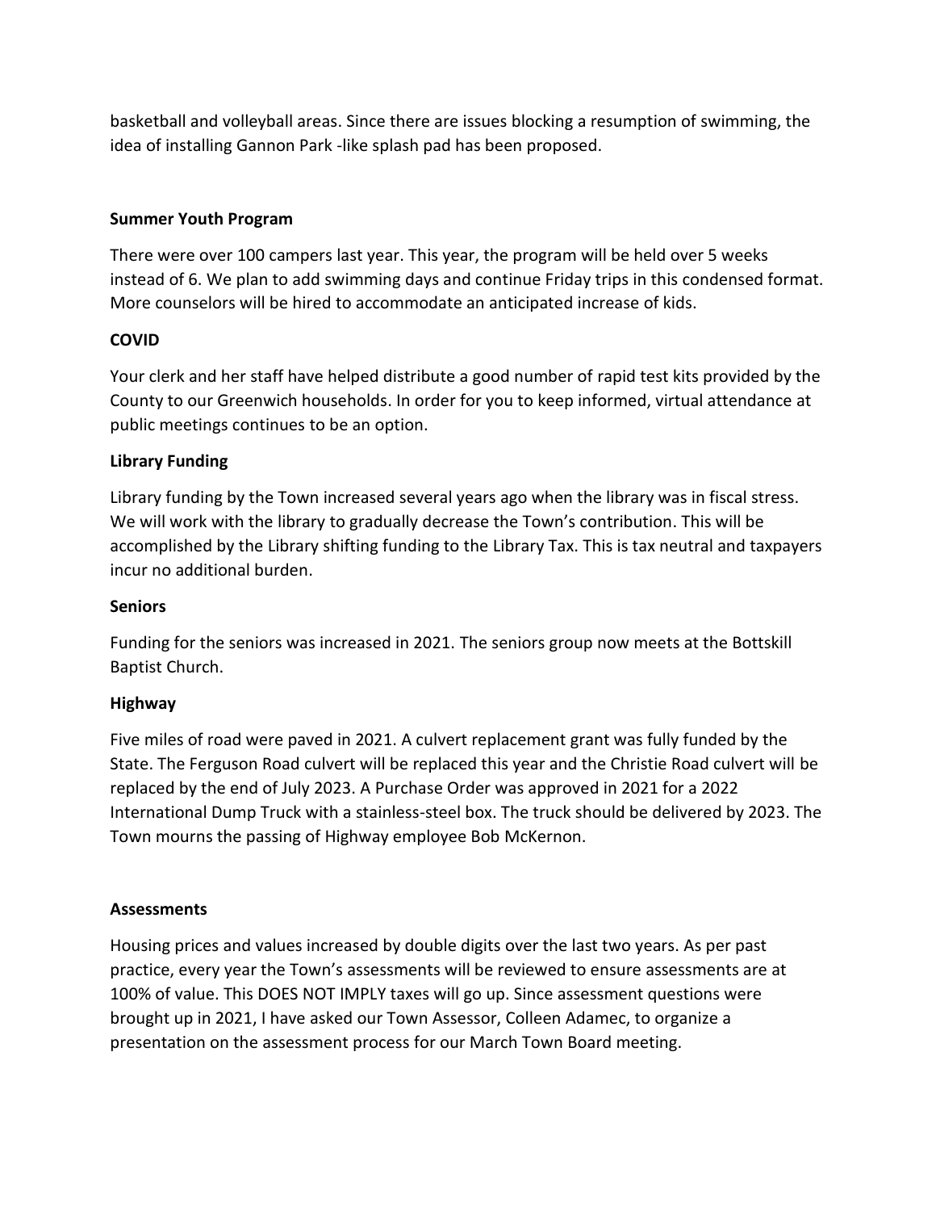basketball and volleyball areas. Since there are issues blocking a resumption of swimming, the idea of installing Gannon Park -like splash pad has been proposed.

**Summer Youth Program**

There were over 100 campers last year. This year, the program will be held over 5 weeks instead of 6. We plan to add swimming days and continue Friday trips in this condensed format. More counselors will be hired to accommodate an anticipated increase of kids.

**COVID**

Your clerk and her staff have helped distribute a good number of rapid test kits provided by the County to our Greenwich households. In order for you to keep informed, virtual attendance at public meetings continues to be an option.

**Library Funding**

Library funding by the Town increased several years ago when the library was in fiscal stress. We will work with the library to gradually decrease the Town's contribution. This will be accomplished by the Library shifting funding to the Library Tax. This is tax neutral and taxpayers incur no additional burden.

**Seniors**

Funding for the seniors was increased in 2021. The seniors group now meets at the Bottskill Baptist Church.

**Highway**

Five miles of road were paved in 2021. A culvert replacement grant was fully funded by the State. The Ferguson Road culvert will be replaced this year and the Christie Road culvert will be replaced by the end of July 2023. A Purchase Order was approved in 2021 for a 2022 International Dump Truck with a stainless-steel box. The truck should be delivered by 2023. The Town mourns the passing of Highway employee Bob McKernon.

**Assessments**

Housing prices and values increased by double digits over the last two years. As per past practice, every year the Town's assessments will be reviewed to ensure assessments are at 100% of value. This DOES NOT IMPLY taxes will go up. Since assessment questions were brought up in 2021, I have asked our Town Assessor, Colleen Adamec, to organize a presentation on the assessment process for our March Town Board meeting.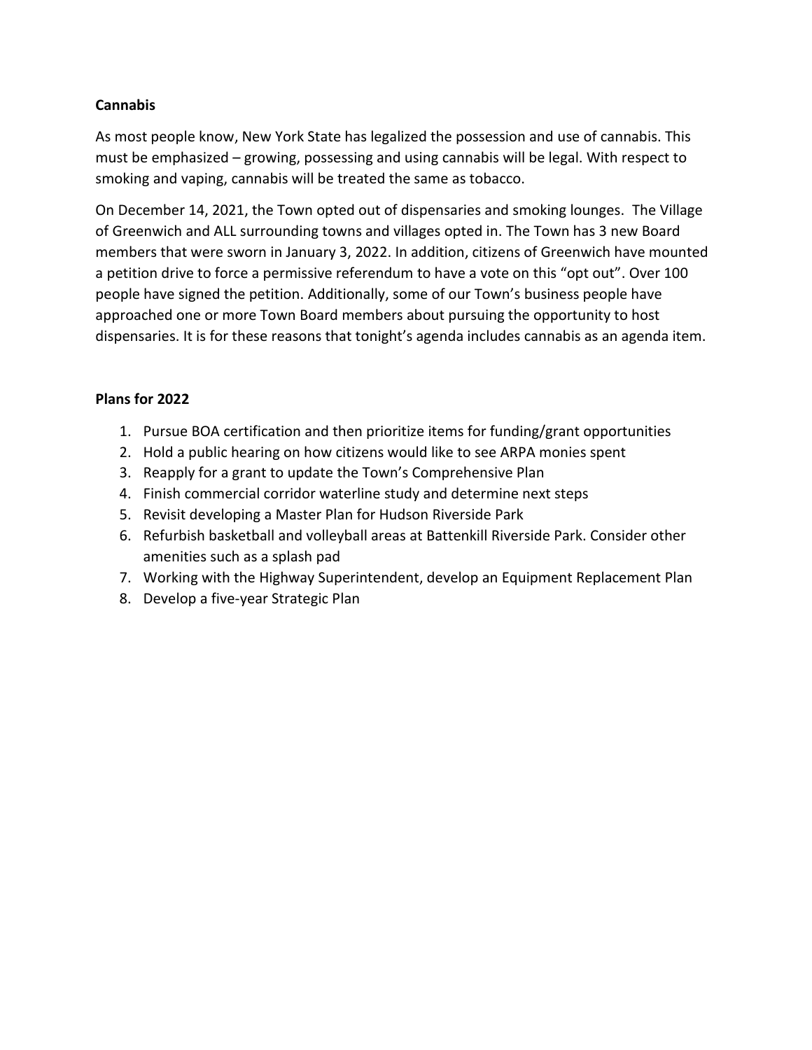**Cannabis**

As most people know, New York State has legalized the possession and use of cannabis. This must be emphasized – growing, possessing and using cannabis will be legal. With respect to smoking and vaping, cannabis will be treated the same as tobacco.

On December 14, 2021, the Town opted out of dispensaries and smoking lounges. The Village of Greenwich and ALL surrounding towns and villages opted in. The Town has 3 new Board members that were sworn in January 3, 2022. In addition, citizens of Greenwich have mounted a petition drive to force a permissive referendum to have a vote on this "opt out". Over 100 people have signed the petition. Additionally, some of our Town's business people have approached one or more Town Board members about pursuing the opportunity to host dispensaries. It is for these reasons that tonight's agenda includes cannabis as an agenda item.

**Plans for 2022**

1. Pursue BOA certification and then prioritize items for funding/grant opportunities
2. Hold a public hearing on how citizens would like to see ARPA monies spent
3. Reapply for a grant to update the Town's Comprehensive Plan
4. Finish commercial corridor waterline study and determine next steps
5. Revisit developing a Master Plan for Hudson Riverside Park
6. Refurbish basketball and volleyball areas at Battenkill Riverside Park. Consider other amenities such as a splash pad
7. Working with the Highway Superintendent, develop an Equipment Replacement Plan
8. Develop a five-year Strategic Plan